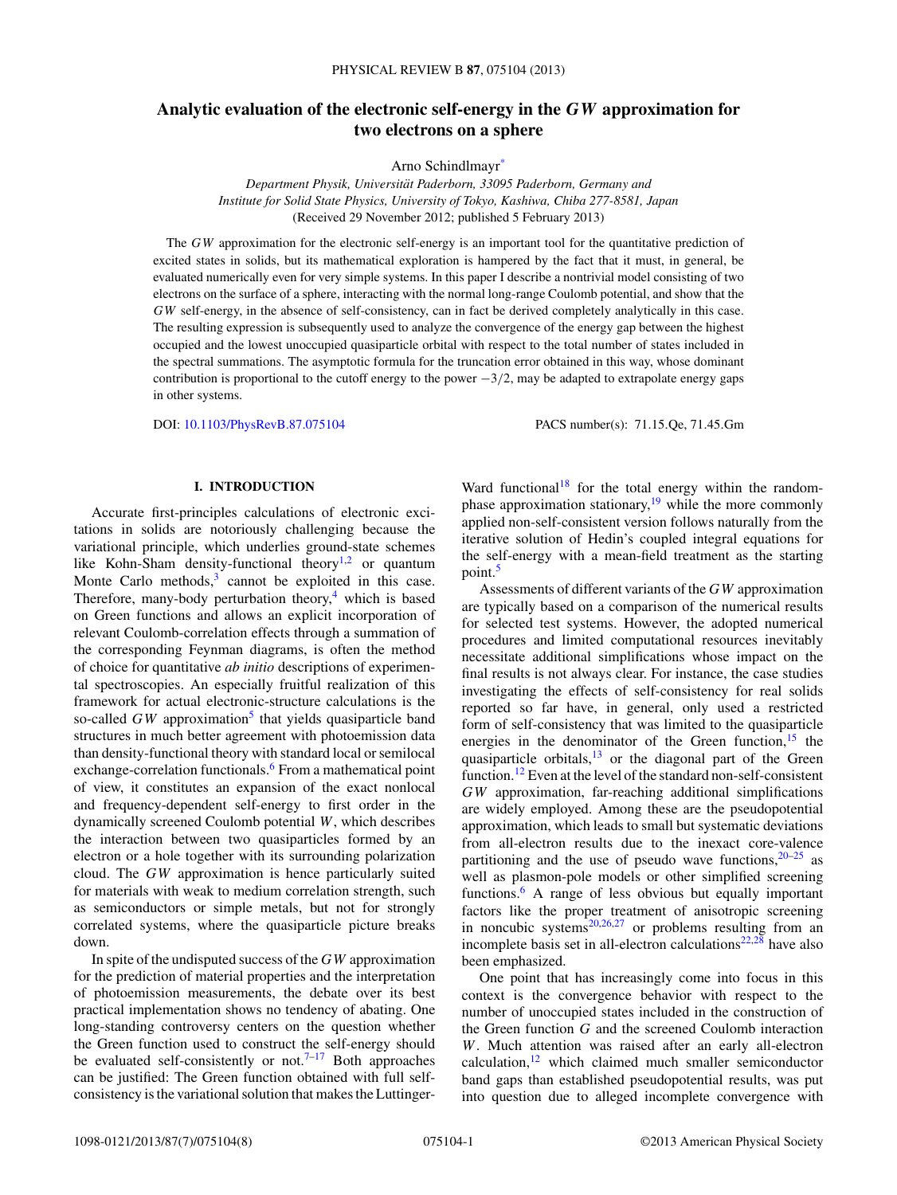# Analytic evaluation of the electronic self-energy in the $GW$ approximation for two electrons on a sphere

Arno Schindlmayr[*]

*Department Physik, Universität Paderborn, 33095 Paderborn, Germany and*
*Institute for Solid State Physics, University of Tokyo, Kashiwa, Chiba 277-8581, Japan*
(Received 29 November 2012; published 5 February 2013)

The $GW$ approximation for the electronic self-energy is an important tool for the quantitative prediction of excited states in solids, but its mathematical exploration is hampered by the fact that it must, in general, be evaluated numerically even for very simple systems. In this paper I describe a nontrivial model consisting of two electrons on the surface of a sphere, interacting with the normal long-range Coulomb potential, and show that the $GW$ self-energy, in the absence of self-consistency, can in fact be derived completely analytically in this case. The resulting expression is subsequently used to analyze the convergence of the energy gap between the highest occupied and the lowest unoccupied quasiparticle orbital with respect to the total number of states included in the spectral summations. The asymptotic formula for the truncation error obtained in this way, whose dominant contribution is proportional to the cutoff energy to the power $-3/2$, may be adapted to extrapolate energy gaps in other systems.

DOI: 10.1103/PhysRevB.87.075104 PACS number(s): 71.15.Qe, 71.45.Gm

## I. INTRODUCTION

Accurate first-principles calculations of electronic excitations in solids are notoriously challenging because the variational principle, which underlies ground-state schemes like Kohn-Sham density-functional theory[1,2] or quantum Monte Carlo methods,[3] cannot be exploited in this case. Therefore, many-body perturbation theory,[4] which is based on Green functions and allows an explicit incorporation of relevant Coulomb-correlation effects through a summation of the corresponding Feynman diagrams, is often the method of choice for quantitative *ab initio* descriptions of experimental spectroscopies. An especially fruitful realization of this framework for actual electronic-structure calculations is the so-called $GW$ approximation[5] that yields quasiparticle band structures in much better agreement with photoemission data than density-functional theory with standard local or semilocal exchange-correlation functionals.[6] From a mathematical point of view, it constitutes an expansion of the exact nonlocal and frequency-dependent self-energy to first order in the dynamically screened Coulomb potential $W$, which describes the interaction between two quasiparticles formed by an electron or a hole together with its surrounding polarization cloud. The $GW$ approximation is hence particularly suited for materials with weak to medium correlation strength, such as semiconductors or simple metals, but not for strongly correlated systems, where the quasiparticle picture breaks down.

In spite of the undisputed success of the $GW$ approximation for the prediction of material properties and the interpretation of photoemission measurements, the debate over its best practical implementation shows no tendency of abating. One long-standing controversy centers on the question whether the Green function used to construct the self-energy should be evaluated self-consistently or not.[7–17] Both approaches can be justified: The Green function obtained with full self-consistency is the variational solution that makes the Luttinger-Ward functional[18] for the total energy within the random-phase approximation stationary,[19] while the more commonly applied non-self-consistent version follows naturally from the iterative solution of Hedin's coupled integral equations for the self-energy with a mean-field treatment as the starting point.[5]

Assessments of different variants of the $GW$ approximation are typically based on a comparison of the numerical results for selected test systems. However, the adopted numerical procedures and limited computational resources inevitably necessitate additional simplifications whose impact on the final results is not always clear. For instance, the case studies investigating the effects of self-consistency for real solids reported so far have, in general, only used a restricted form of self-consistency that was limited to the quasiparticle energies in the denominator of the Green function,[15] the quasiparticle orbitals,[13] or the diagonal part of the Green function.[12] Even at the level of the standard non-self-consistent $GW$ approximation, far-reaching additional simplifications are widely employed. Among these are the pseudopotential approximation, which leads to small but systematic deviations from all-electron results due to the inexact core-valence partitioning and the use of pseudo wave functions,[20–25] as well as plasmon-pole models or other simplified screening functions.[6] A range of less obvious but equally important factors like the proper treatment of anisotropic screening in noncubic systems[20,26,27] or problems resulting from an incomplete basis set in all-electron calculations[22,28] have also been emphasized.

One point that has increasingly come into focus in this context is the convergence behavior with respect to the number of unoccupied states included in the construction of the Green function $G$ and the screened Coulomb interaction $W$. Much attention was raised after an early all-electron calculation,[12] which claimed much smaller semiconductor band gaps than established pseudopotential results, was put into question due to alleged incomplete convergence with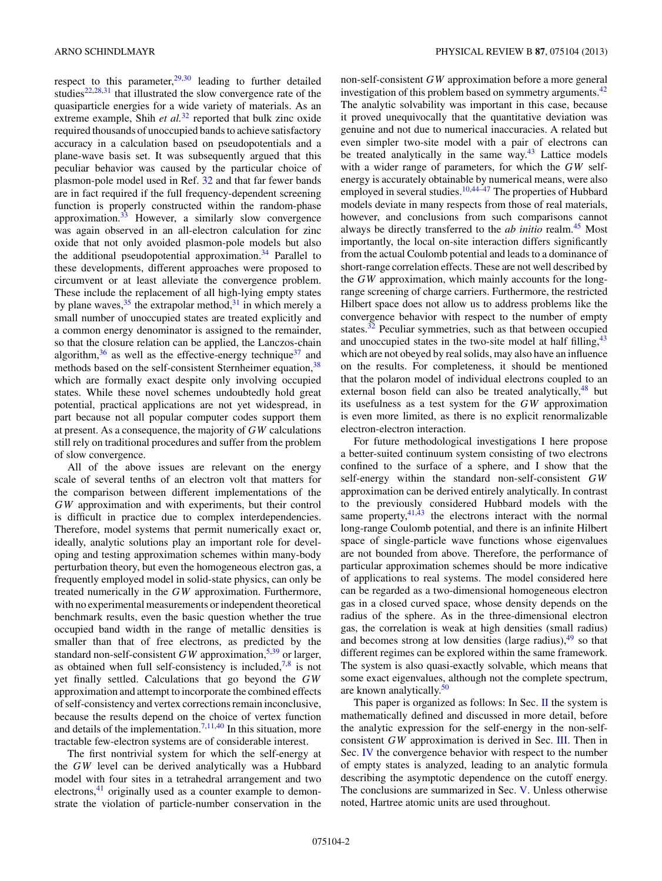respect to this parameter,[29,30] leading to further detailed studies[22,28,31] that illustrated the slow convergence rate of the quasiparticle energies for a wide variety of materials. As an extreme example, Shih *et al.*[32] reported that bulk zinc oxide required thousands of unoccupied bands to achieve satisfactory accuracy in a calculation based on pseudopotentials and a plane-wave basis set. It was subsequently argued that this peculiar behavior was caused by the particular choice of plasmon-pole model used in Ref. 32 and that far fewer bands are in fact required if the full frequency-dependent screening function is properly constructed within the random-phase approximation.[33] However, a similarly slow convergence was again observed in an all-electron calculation for zinc oxide that not only avoided plasmon-pole models but also the additional pseudopotential approximation.[34] Parallel to these developments, different approaches were proposed to circumvent or at least alleviate the convergence problem. These include the replacement of all high-lying empty states by plane waves,[35] the extrapolar method,[31] in which merely a small number of unoccupied states are treated explicitly and a common energy denominator is assigned to the remainder, so that the closure relation can be applied, the Lanczos-chain algorithm,[36] as well as the effective-energy technique[37] and methods based on the self-consistent Sternheimer equation,[38] which are formally exact despite only involving occupied states. While these novel schemes undoubtedly hold great potential, practical applications are not yet widespread, in part because not all popular computer codes support them at present. As a consequence, the majority of $GW$ calculations still rely on traditional procedures and suffer from the problem of slow convergence.

All of the above issues are relevant on the energy scale of several tenths of an electron volt that matters for the comparison between different implementations of the $GW$ approximation and with experiments, but their control is difficult in practice due to complex interdependencies. Therefore, model systems that permit numerically exact or, ideally, analytic solutions play an important role for developing and testing approximation schemes within many-body perturbation theory, but even the homogeneous electron gas, a frequently employed model in solid-state physics, can only be treated numerically in the $GW$ approximation. Furthermore, with no experimental measurements or independent theoretical benchmark results, even the basic question whether the true occupied band width in the range of metallic densities is smaller than that of free electrons, as predicted by the standard non-self-consistent $GW$ approximation,[5,39] or larger, as obtained when full self-consistency is included,[7,8] is not yet finally settled. Calculations that go beyond the $GW$ approximation and attempt to incorporate the combined effects of self-consistency and vertex corrections remain inconclusive, because the results depend on the choice of vertex function and details of the implementation.[7,11,40] In this situation, more tractable few-electron systems are of considerable interest.

The first nontrivial system for which the self-energy at the $GW$ level can be derived analytically was a Hubbard model with four sites in a tetrahedral arrangement and two electrons,[41] originally used as a counter example to demonstrate the violation of particle-number conservation in the non-self-consistent $GW$ approximation before a more general investigation of this problem based on symmetry arguments.[42] The analytic solvability was important in this case, because it proved unequivocally that the quantitative deviation was genuine and not due to numerical inaccuracies. A related but even simpler two-site model with a pair of electrons can be treated analytically in the same way.[43] Lattice models with a wider range of parameters, for which the $GW$ self-energy is accurately obtainable by numerical means, were also employed in several studies.[10,44–47] The properties of Hubbard models deviate in many respects from those of real materials, however, and conclusions from such comparisons cannot always be directly transferred to the *ab initio* realm.[45] Most importantly, the local on-site interaction differs significantly from the actual Coulomb potential and leads to a dominance of short-range correlation effects. These are not well described by the $GW$ approximation, which mainly accounts for the long-range screening of charge carriers. Furthermore, the restricted Hilbert space does not allow us to address problems like the convergence behavior with respect to the number of empty states.[32] Peculiar symmetries, such as that between occupied and unoccupied states in the two-site model at half filling,[43] which are not obeyed by real solids, may also have an influence on the results. For completeness, it should be mentioned that the polaron model of individual electrons coupled to an external boson field can also be treated analytically,[48] but its usefulness as a test system for the $GW$ approximation is even more limited, as there is no explicit renormalizable electron-electron interaction.

For future methodological investigations I here propose a better-suited continuum system consisting of two electrons confined to the surface of a sphere, and I show that the self-energy within the standard non-self-consistent $GW$ approximation can be derived entirely analytically. In contrast to the previously considered Hubbard models with the same property,[41,43] the electrons interact with the normal long-range Coulomb potential, and there is an infinite Hilbert space of single-particle wave functions whose eigenvalues are not bounded from above. Therefore, the performance of particular approximation schemes should be more indicative of applications to real systems. The model considered here can be regarded as a two-dimensional homogeneous electron gas in a closed curved space, whose density depends on the radius of the sphere. As in the three-dimensional electron gas, the correlation is weak at high densities (small radius) and becomes strong at low densities (large radius),[49] so that different regimes can be explored within the same framework. The system is also quasi-exactly solvable, which means that some exact eigenvalues, although not the complete spectrum, are known analytically.[50]

This paper is organized as follows: In Sec. II the system is mathematically defined and discussed in more detail, before the analytic expression for the self-energy in the non-self-consistent $GW$ approximation is derived in Sec. III. Then in Sec. IV the convergence behavior with respect to the number of empty states is analyzed, leading to an analytic formula describing the asymptotic dependence on the cutoff energy. The conclusions are summarized in Sec. V. Unless otherwise noted, Hartree atomic units are used throughout.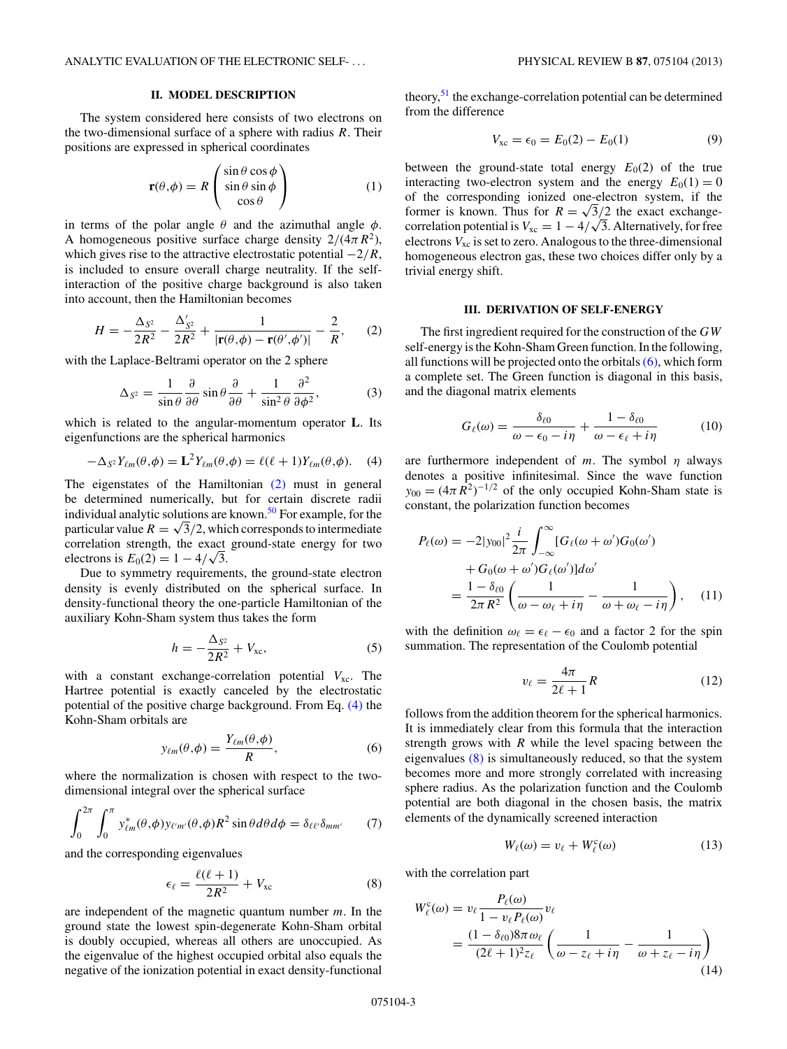## II. MODEL DESCRIPTION

The system considered here consists of two electrons on the two-dimensional surface of a sphere with radius $R$. Their positions are expressed in spherical coordinates

$$\mathbf{r}(\theta,\phi) = R \begin{pmatrix} \sin\theta\cos\phi \\ \sin\theta\sin\phi \\ \cos\theta \end{pmatrix} \tag{1}$$

in terms of the polar angle $\theta$ and the azimuthal angle $\phi$. A homogeneous positive surface charge density $2/(4\pi R^2)$, which gives rise to the attractive electrostatic potential $-2/R$, is included to ensure overall charge neutrality. If the self-interaction of the positive charge background is also taken into account, then the Hamiltonian becomes

$$H = -\frac{\Delta_{S^2}}{2R^2} - \frac{\Delta'_{S^2}}{2R^2} + \frac{1}{|\mathbf{r}(\theta,\phi) - \mathbf{r}(\theta',\phi')|} - \frac{2}{R}, \tag{2}$$

with the Laplace-Beltrami operator on the 2 sphere

$$\Delta_{S^2} = \frac{1}{\sin\theta}\frac{\partial}{\partial\theta}\sin\theta\frac{\partial}{\partial\theta} + \frac{1}{\sin^2\theta}\frac{\partial^2}{\partial\phi^2}, \tag{3}$$

which is related to the angular-momentum operator $\mathbf{L}$. Its eigenfunctions are the spherical harmonics

$$-\Delta_{S^2} Y_{\ell m}(\theta,\phi) = \mathbf{L}^2 Y_{\ell m}(\theta,\phi) = \ell(\ell+1) Y_{\ell m}(\theta,\phi). \tag{4}$$

The eigenstates of the Hamiltonian (2) must in general be determined numerically, but for certain discrete radii individual analytic solutions are known.[50] For example, for the particular value $R = \sqrt{3}/2$, which corresponds to intermediate correlation strength, the exact ground-state energy for two electrons is $E_0(2) = 1 - 4/\sqrt{3}$.

Due to symmetry requirements, the ground-state electron density is evenly distributed on the spherical surface. In density-functional theory the one-particle Hamiltonian of the auxiliary Kohn-Sham system thus takes the form

$$h = -\frac{\Delta_{S^2}}{2R^2} + V_{\text{xc}}, \tag{5}$$

with a constant exchange-correlation potential $V_{\text{xc}}$. The Hartree potential is exactly canceled by the electrostatic potential of the positive charge background. From Eq. (4) the Kohn-Sham orbitals are

$$y_{\ell m}(\theta,\phi) = \frac{Y_{\ell m}(\theta,\phi)}{R}, \tag{6}$$

where the normalization is chosen with respect to the two-dimensional integral over the spherical surface

$$\int_0^{2\pi}\int_0^{\pi} y^*_{\ell m}(\theta,\phi) y_{\ell' m'}(\theta,\phi) R^2 \sin\theta \, d\theta \, d\phi = \delta_{\ell\ell'}\delta_{mm'} \tag{7}$$

and the corresponding eigenvalues

$$\epsilon_\ell = \frac{\ell(\ell+1)}{2R^2} + V_{\text{xc}} \tag{8}$$

are independent of the magnetic quantum number $m$. In the ground state the lowest spin-degenerate Kohn-Sham orbital is doubly occupied, whereas all others are unoccupied. As the eigenvalue of the highest occupied orbital also equals the negative of the ionization potential in exact density-functional theory,[51] the exchange-correlation potential can be determined from the difference

$$V_{\text{xc}} = \epsilon_0 = E_0(2) - E_0(1) \tag{9}$$

between the ground-state total energy $E_0(2)$ of the true interacting two-electron system and the energy $E_0(1) = 0$ of the corresponding ionized one-electron system, if the former is known. Thus for $R = \sqrt{3}/2$ the exact exchange-correlation potential is $V_{\text{xc}} = 1 - 4/\sqrt{3}$. Alternatively, for free electrons $V_{\text{xc}}$ is set to zero. Analogous to the three-dimensional homogeneous electron gas, these two choices differ only by a trivial energy shift.

## III. DERIVATION OF SELF-ENERGY

The first ingredient required for the construction of the *GW* self-energy is the Kohn-Sham Green function. In the following, all functions will be projected onto the orbitals (6), which form a complete set. The Green function is diagonal in this basis, and the diagonal matrix elements

$$G_\ell(\omega) = \frac{\delta_{\ell 0}}{\omega - \epsilon_0 - i\eta} + \frac{1 - \delta_{\ell 0}}{\omega - \epsilon_\ell + i\eta} \tag{10}$$

are furthermore independent of $m$. The symbol $\eta$ always denotes a positive infinitesimal. Since the wave function $y_{00} = (4\pi R^2)^{-1/2}$ of the only occupied Kohn-Sham state is constant, the polarization function becomes

$$\begin{aligned} P_\ell(\omega) &= -2|y_{00}|^2 \frac{i}{2\pi}\int_{-\infty}^{\infty} [G_\ell(\omega+\omega')G_0(\omega') \\ &\quad + G_0(\omega+\omega')G_\ell(\omega')] d\omega' \\ &= \frac{1-\delta_{\ell 0}}{2\pi R^2}\left(\frac{1}{\omega - \omega_\ell + i\eta} - \frac{1}{\omega + \omega_\ell - i\eta}\right), \end{aligned} \tag{11}$$

with the definition $\omega_\ell = \epsilon_\ell - \epsilon_0$ and a factor 2 for the spin summation. The representation of the Coulomb potential

$$v_\ell = \frac{4\pi}{2\ell+1} R \tag{12}$$

follows from the addition theorem for the spherical harmonics. It is immediately clear from this formula that the interaction strength grows with $R$ while the level spacing between the eigenvalues (8) is simultaneously reduced, so that the system becomes more and more strongly correlated with increasing sphere radius. As the polarization function and the Coulomb potential are both diagonal in the chosen basis, the matrix elements of the dynamically screened interaction

$$W_\ell(\omega) = v_\ell + W^{\text{c}}_\ell(\omega) \tag{13}$$

with the correlation part

$$\begin{aligned} W^{\text{c}}_\ell(\omega) &= v_\ell \frac{P_\ell(\omega)}{1 - v_\ell P_\ell(\omega)} v_\ell \\ &= \frac{(1-\delta_{\ell 0}) 8\pi\omega_\ell}{(2\ell+1)^2 z_\ell}\left(\frac{1}{\omega - z_\ell + i\eta} - \frac{1}{\omega + z_\ell - i\eta}\right) \end{aligned} \tag{14}$$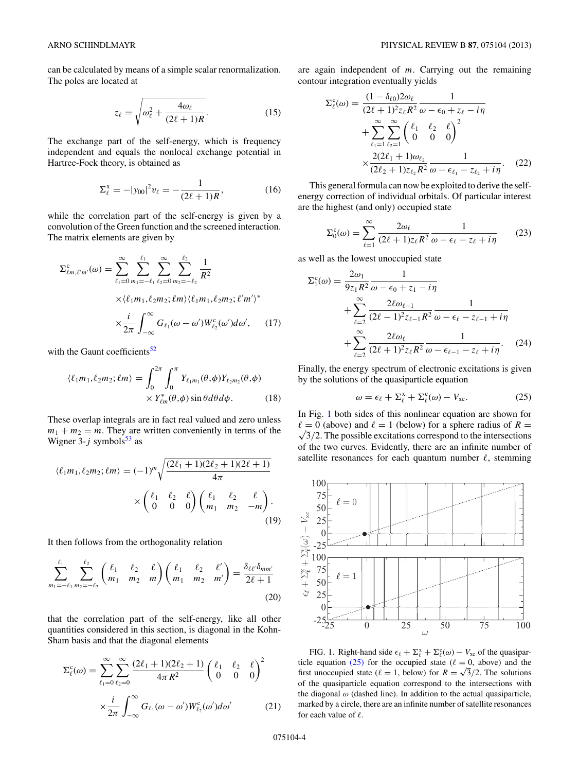can be calculated by means of a simple scalar renormalization. The poles are located at

$$z_\ell = \sqrt{\omega_\ell^2 + \frac{4\omega_\ell}{(2\ell+1)R}}. \tag{15}$$

The exchange part of the self-energy, which is frequency independent and equals the nonlocal exchange potential in Hartree-Fock theory, is obtained as

$$\Sigma_\ell^{\mathrm{x}} = -|y_{00}|^2 v_\ell = -\frac{1}{(2\ell+1)R}, \tag{16}$$

while the correlation part of the self-energy is given by a convolution of the Green function and the screened interaction. The matrix elements are given by

$$\begin{aligned}\Sigma^{\mathrm{c}}_{\ell m,\ell' m'}(\omega) = {}& \sum_{\ell_1=0}^{\infty}\sum_{m_1=-\ell_1}^{\ell_1}\sum_{\ell_2=0}^{\infty}\sum_{m_2=-\ell_2}^{\ell_2}\frac{1}{R^2} \\ &\times \langle \ell_1 m_1,\ell_2 m_2;\ell m\rangle\langle \ell_1 m_1,\ell_2 m_2;\ell' m'\rangle^* \\ &\times \frac{i}{2\pi}\int_{-\infty}^{\infty} G_{\ell_1}(\omega-\omega')W^{\mathrm{c}}_{\ell_2}(\omega')d\omega', \end{aligned}\tag{17}$$

with the Gaunt coefficients[52]

$$\begin{aligned}\langle \ell_1 m_1,\ell_2 m_2;\ell m\rangle = {}& \int_0^{2\pi}\int_0^{\pi} Y_{\ell_1 m_1}(\theta,\phi)Y_{\ell_2 m_2}(\theta,\phi) \\ &\times Y^*_{\ell m}(\theta,\phi)\sin\theta d\theta d\phi. \end{aligned}\tag{18}$$

These overlap integrals are in fact real valued and zero unless $m_1 + m_2 = m$. They are written conveniently in terms of the Wigner 3-$j$ symbols[53] as

$$\begin{aligned}\langle \ell_1 m_1,\ell_2 m_2;\ell m\rangle = {}& (-1)^m\sqrt{\frac{(2\ell_1+1)(2\ell_2+1)(2\ell+1)}{4\pi}} \\ &\times \begin{pmatrix}\ell_1 & \ell_2 & \ell\\ 0 & 0 & 0\end{pmatrix}\begin{pmatrix}\ell_1 & \ell_2 & \ell\\ m_1 & m_2 & -m\end{pmatrix}. \end{aligned}\tag{19}$$

It then follows from the orthogonality relation

$$\sum_{m_1=-\ell_1}^{\ell_1}\sum_{m_2=-\ell_2}^{\ell_2}\begin{pmatrix}\ell_1 & \ell_2 & \ell\\ m_1 & m_2 & m\end{pmatrix}\begin{pmatrix}\ell_1 & \ell_2 & \ell'\\ m_1 & m_2 & m'\end{pmatrix} = \frac{\delta_{\ell\ell'}\delta_{mm'}}{2\ell+1} \tag{20}$$

that the correlation part of the self-energy, like all other quantities considered in this section, is diagonal in the Kohn-Sham basis and that the diagonal elements

$$\begin{aligned}\Sigma^{\mathrm{c}}_\ell(\omega) = {}& \sum_{\ell_1=0}^{\infty}\sum_{\ell_2=0}^{\infty}\frac{(2\ell_1+1)(2\ell_2+1)}{4\pi R^2}\begin{pmatrix}\ell_1 & \ell_2 & \ell\\ 0 & 0 & 0\end{pmatrix}^2 \\ &\times \frac{i}{2\pi}\int_{-\infty}^{\infty} G_{\ell_1}(\omega-\omega')W^{\mathrm{c}}_{\ell_2}(\omega')d\omega' \end{aligned}\tag{21}$$

are again independent of $m$. Carrying out the remaining contour integration eventually yields

$$\begin{aligned}\Sigma^{\mathrm{c}}_\ell(\omega) = {}& \frac{(1-\delta_{\ell 0})2\omega_\ell}{(2\ell+1)^2 z_\ell R^2}\frac{1}{\omega-\epsilon_0+z_\ell-i\eta} \\ &+ \sum_{\ell_1=1}^{\infty}\sum_{\ell_2=1}^{\infty}\begin{pmatrix}\ell_1 & \ell_2 & \ell\\ 0 & 0 & 0\end{pmatrix}^2 \\ &\times \frac{2(2\ell_1+1)\omega_{\ell_2}}{(2\ell_2+1)z_{\ell_2}R^2}\frac{1}{\omega-\epsilon_{\ell_1}-z_{\ell_2}+i\eta}. \end{aligned}\tag{22}$$

This general formula can now be exploited to derive the self-energy correction of individual orbitals. Of particular interest are the highest (and only) occupied state

$$\Sigma^{\mathrm{c}}_0(\omega) = \sum_{\ell=1}^{\infty}\frac{2\omega_\ell}{(2\ell+1)z_\ell R^2}\frac{1}{\omega-\epsilon_\ell-z_\ell+i\eta} \tag{23}$$

as well as the lowest unoccupied state

$$\begin{aligned}\Sigma^{\mathrm{c}}_1(\omega) = {}& \frac{2\omega_1}{9z_1R^2}\frac{1}{\omega-\epsilon_0+z_1-i\eta} \\ &+ \sum_{\ell=2}^{\infty}\frac{2\ell\omega_{\ell-1}}{(2\ell-1)^2 z_{\ell-1}R^2}\frac{1}{\omega-\epsilon_\ell-z_{\ell-1}+i\eta} \\ &+ \sum_{\ell=2}^{\infty}\frac{2\ell\omega_\ell}{(2\ell+1)^2 z_\ell R^2}\frac{1}{\omega-\epsilon_{\ell-1}-z_\ell+i\eta}. \end{aligned}\tag{24}$$

Finally, the energy spectrum of electronic excitations is given by the solutions of the quasiparticle equation

$$\omega = \epsilon_\ell + \Sigma^{\mathrm{x}}_\ell + \Sigma^{\mathrm{c}}_\ell(\omega) - V_{\mathrm{xc}}. \tag{25}$$

In Fig. 1 both sides of this nonlinear equation are shown for $\ell = 0$ (above) and $\ell = 1$ (below) for a sphere radius of $R = \sqrt{3}/2$. The possible excitations correspond to the intersections of the two curves. Evidently, there are an infinite number of satellite resonances for each quantum number $\ell$, stemming

FIG. 1. Right-hand side $\epsilon_\ell + \Sigma^{\mathrm{x}}_\ell + \Sigma^{\mathrm{c}}_\ell(\omega) - V_{\mathrm{xc}}$ of the quasiparticle equation (25) for the occupied state ($\ell = 0$, above) and the first unoccupied state ($\ell = 1$, below) for $R = \sqrt{3}/2$. The solutions of the quasiparticle equation correspond to the intersections with the diagonal $\omega$ (dashed line). In addition to the actual quasiparticle, marked by a circle, there are an infinite number of satellite resonances for each value of $\ell$.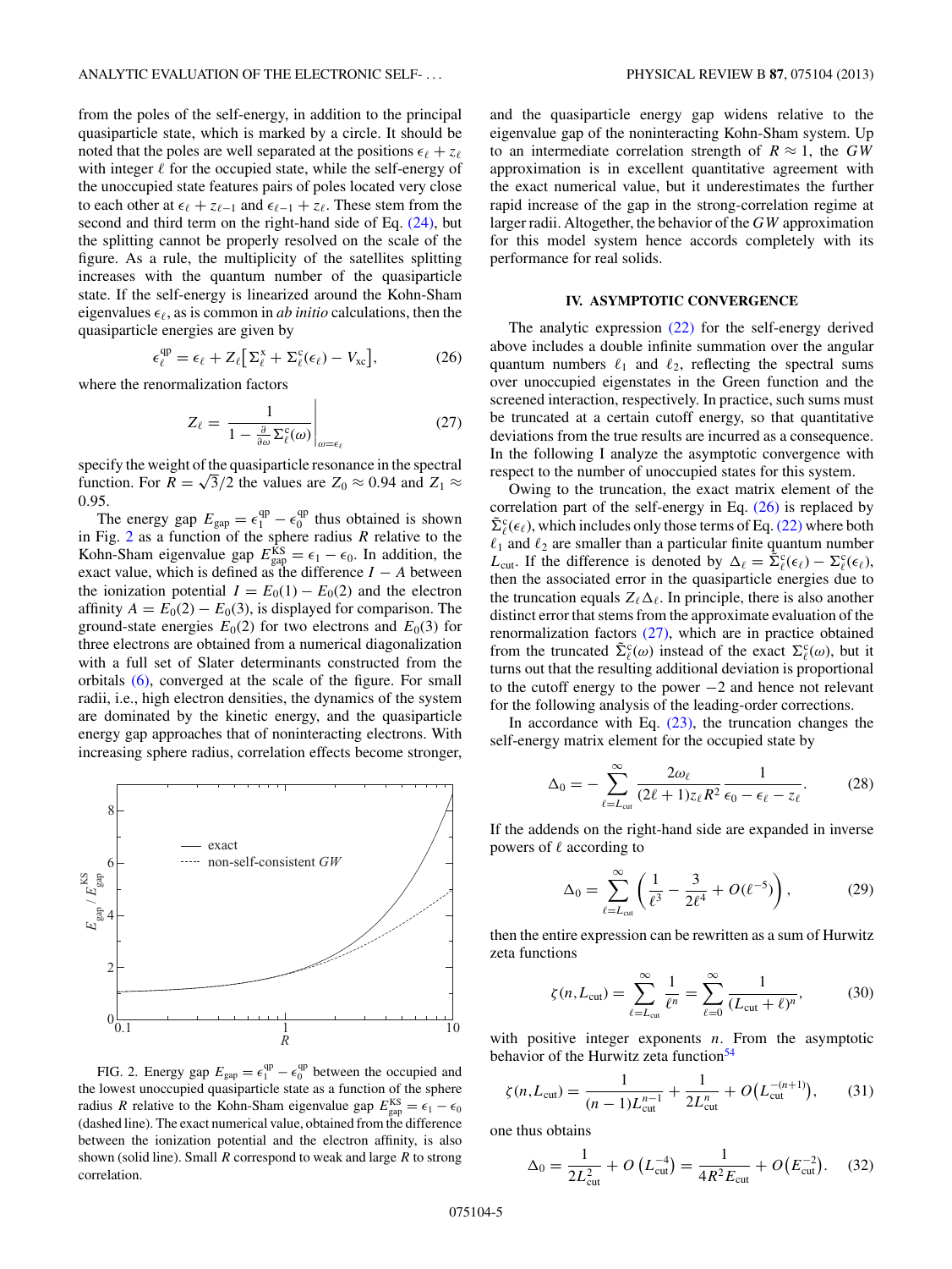from the poles of the self-energy, in addition to the principal quasiparticle state, which is marked by a circle. It should be noted that the poles are well separated at the positions $\epsilon_\ell + z_\ell$ with integer $\ell$ for the occupied state, while the self-energy of the unoccupied state features pairs of poles located very close to each other at $\epsilon_\ell + z_{\ell-1}$ and $\epsilon_{\ell-1} + z_\ell$. These stem from the second and third term on the right-hand side of Eq. (24), but the splitting cannot be properly resolved on the scale of the figure. As a rule, the multiplicity of the satellites splitting increases with the quantum number of the quasiparticle state. If the self-energy is linearized around the Kohn-Sham eigenvalues $\epsilon_\ell$, as is common in *ab initio* calculations, then the quasiparticle energies are given by

$$\epsilon_\ell^{\mathrm{qp}} = \epsilon_\ell + Z_\ell \big[ \Sigma_\ell^{\mathrm{x}} + \Sigma_\ell^{\mathrm{c}}(\epsilon_\ell) - V_{\mathrm{xc}} \big], \tag{26}$$

where the renormalization factors

$$Z_\ell = \left. \frac{1}{1 - \frac{\partial}{\partial \omega} \Sigma_\ell^{\mathrm{c}}(\omega)} \right|_{\omega=\epsilon_\ell} \tag{27}$$

specify the weight of the quasiparticle resonance in the spectral function. For $R = \sqrt{3}/2$ the values are $Z_0 \approx 0.94$ and $Z_1 \approx 0.95$.

The energy gap $E_{\mathrm{gap}} = \epsilon_1^{\mathrm{qp}} - \epsilon_0^{\mathrm{qp}}$ thus obtained is shown in Fig. 2 as a function of the sphere radius $R$ relative to the Kohn-Sham eigenvalue gap $E_{\mathrm{gap}}^{\mathrm{KS}} = \epsilon_1 - \epsilon_0$. In addition, the exact value, which is defined as the difference $I - A$ between the ionization potential $I = E_0(1) - E_0(2)$ and the electron affinity $A = E_0(2) - E_0(3)$, is displayed for comparison. The ground-state energies $E_0(2)$ for two electrons and $E_0(3)$ for three electrons are obtained from a numerical diagonalization with a full set of Slater determinants constructed from the orbitals (6), converged at the scale of the figure. For small radii, i.e., high electron densities, the dynamics of the system are dominated by the kinetic energy, and the quasiparticle energy gap approaches that of noninteracting electrons. With increasing sphere radius, correlation effects become stronger, and the quasiparticle energy gap widens relative to the eigenvalue gap of the noninteracting Kohn-Sham system. Up to an intermediate correlation strength of $R \approx 1$, the *GW* approximation is in excellent quantitative agreement with the exact numerical value, but it underestimates the further rapid increase of the gap in the strong-correlation regime at larger radii. Altogether, the behavior of the *GW* approximation for this model system hence accords completely with its performance for real solids.

FIG. 2. Energy gap $E_{\mathrm{gap}} = \epsilon_1^{\mathrm{qp}} - \epsilon_0^{\mathrm{qp}}$ between the occupied and the lowest unoccupied quasiparticle state as a function of the sphere radius $R$ relative to the Kohn-Sham eigenvalue gap $E_{\mathrm{gap}}^{\mathrm{KS}} = \epsilon_1 - \epsilon_0$ (dashed line). The exact numerical value, obtained from the difference between the ionization potential and the electron affinity, is also shown (solid line). Small $R$ correspond to weak and large $R$ to strong correlation.

## IV. ASYMPTOTIC CONVERGENCE

The analytic expression (22) for the self-energy derived above includes a double infinite summation over the angular quantum numbers $\ell_1$ and $\ell_2$, reflecting the spectral sums over unoccupied eigenstates in the Green function and the screened interaction, respectively. In practice, such sums must be truncated at a certain cutoff energy, so that quantitative deviations from the true results are incurred as a consequence. In the following I analyze the asymptotic convergence with respect to the number of unoccupied states for this system.

Owing to the truncation, the exact matrix element of the correlation part of the self-energy in Eq. (26) is replaced by $\tilde{\Sigma}_\ell^{\mathrm{c}}(\epsilon_\ell)$, which includes only those terms of Eq. (22) where both $\ell_1$ and $\ell_2$ are smaller than a particular finite quantum number $L_{\mathrm{cut}}$. If the difference is denoted by $\Delta_\ell = \tilde{\Sigma}_\ell^{\mathrm{c}}(\epsilon_\ell) - \Sigma_\ell^{\mathrm{c}}(\epsilon_\ell)$, then the associated error in the quasiparticle energies due to the truncation equals $Z_\ell \Delta_\ell$. In principle, there is also another distinct error that stems from the approximate evaluation of the renormalization factors (27), which are in practice obtained from the truncated $\tilde{\Sigma}_\ell^{\mathrm{c}}(\omega)$ instead of the exact $\Sigma_\ell^{\mathrm{c}}(\omega)$, but it turns out that the resulting additional deviation is proportional to the cutoff energy to the power $-2$ and hence not relevant for the following analysis of the leading-order corrections.

In accordance with Eq. (23), the truncation changes the self-energy matrix element for the occupied state by

$$\Delta_0 = -\sum_{\ell=L_{\mathrm{cut}}}^{\infty} \frac{2\omega_\ell}{(2\ell+1) z_\ell R^2} \frac{1}{\epsilon_0 - \epsilon_\ell - z_\ell}. \tag{28}$$

If the addends on the right-hand side are expanded in inverse powers of $\ell$ according to

$$\Delta_0 = \sum_{\ell=L_{\mathrm{cut}}}^{\infty} \left( \frac{1}{\ell^3} - \frac{3}{2\ell^4} + O(\ell^{-5}) \right), \tag{29}$$

then the entire expression can be rewritten as a sum of Hurwitz zeta functions

$$\zeta(n, L_{\mathrm{cut}}) = \sum_{\ell=L_{\mathrm{cut}}}^{\infty} \frac{1}{\ell^n} = \sum_{\ell=0}^{\infty} \frac{1}{(L_{\mathrm{cut}} + \ell)^n}, \tag{30}$$

with positive integer exponents $n$. From the asymptotic behavior of the Hurwitz zeta function[54]

$$\zeta(n, L_{\mathrm{cut}}) = \frac{1}{(n-1) L_{\mathrm{cut}}^{n-1}} + \frac{1}{2 L_{\mathrm{cut}}^n} + O\big(L_{\mathrm{cut}}^{-(n+1)}\big), \tag{31}$$

one thus obtains

$$\Delta_0 = \frac{1}{2 L_{\mathrm{cut}}^2} + O\left(L_{\mathrm{cut}}^{-4}\right) = \frac{1}{4 R^2 E_{\mathrm{cut}}} + O\big(E_{\mathrm{cut}}^{-2}\big). \tag{32}$$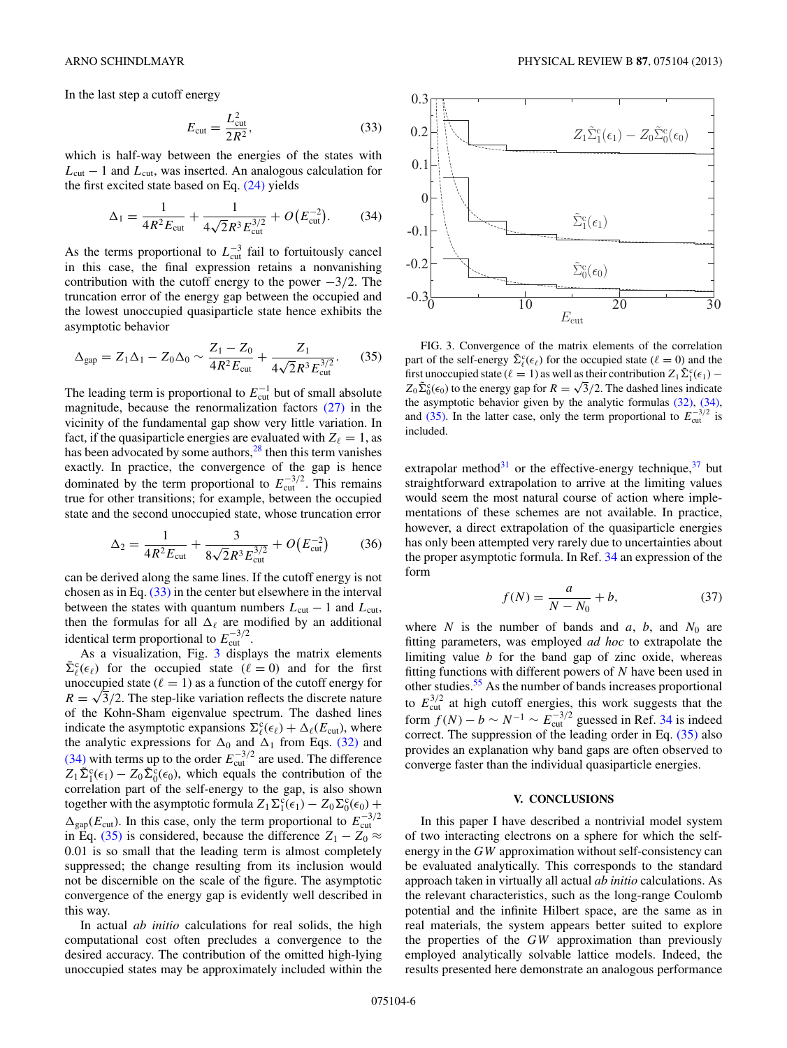In the last step a cutoff energy

$$E_{\rm cut} = \frac{L_{\rm cut}^2}{2R^2}, \tag{33}$$

which is half-way between the energies of the states with $L_{\rm cut}-1$ and $L_{\rm cut}$, was inserted. An analogous calculation for the first excited state based on Eq. (24) yields

$$\Delta_1 = \frac{1}{4R^2 E_{\rm cut}} + \frac{1}{4\sqrt{2}R^3 E_{\rm cut}^{3/2}} + O\big(E_{\rm cut}^{-2}\big). \tag{34}$$

As the terms proportional to $L_{\rm cut}^{-3}$ fail to fortuitously cancel in this case, the final expression retains a nonvanishing contribution with the cutoff energy to the power $-3/2$. The truncation error of the energy gap between the occupied and the lowest unoccupied quasiparticle state hence exhibits the asymptotic behavior

$$\Delta_{\rm gap} = Z_1\Delta_1 - Z_0\Delta_0 \sim \frac{Z_1 - Z_0}{4R^2 E_{\rm cut}} + \frac{Z_1}{4\sqrt{2}R^3 E_{\rm cut}^{3/2}}. \tag{35}$$

The leading term is proportional to $E_{\rm cut}^{-1}$ but of small absolute magnitude, because the renormalization factors (27) in the vicinity of the fundamental gap show very little variation. In fact, if the quasiparticle energies are evaluated with $Z_\ell = 1$, as has been advocated by some authors,[28] then this term vanishes exactly. In practice, the convergence of the gap is hence dominated by the term proportional to $E_{\rm cut}^{-3/2}$. This remains true for other transitions; for example, between the occupied state and the second unoccupied state, whose truncation error

$$\Delta_2 = \frac{1}{4R^2 E_{\rm cut}} + \frac{3}{8\sqrt{2}R^3 E_{\rm cut}^{3/2}} + O\big(E_{\rm cut}^{-2}\big) \tag{36}$$

can be derived along the same lines. If the cutoff energy is not chosen as in Eq. (33) in the center but elsewhere in the interval between the states with quantum numbers $L_{\rm cut}-1$ and $L_{\rm cut}$, then the formulas for all $\Delta_\ell$ are modified by an additional identical term proportional to $E_{\rm cut}^{-3/2}$.

As a visualization, Fig. 3 displays the matrix elements $\tilde{\Sigma}_\ell^{\rm c}(\epsilon_\ell)$ for the occupied state ($\ell = 0$) and the first unoccupied state ($\ell = 1$) as a function of the cutoff energy for $R = \sqrt{3}/2$. The step-like variation reflects the discrete nature of the Kohn-Sham eigenvalue spectrum. The dashed lines indicate the asymptotic expansions $\Sigma_\ell^{\rm c}(\epsilon_\ell) + \Delta_\ell(E_{\rm cut})$, where the analytic expressions for $\Delta_0$ and $\Delta_1$ from Eqs. (32) and (34) with terms up to the order $E_{\rm cut}^{-3/2}$ are used. The difference $Z_1\tilde{\Sigma}_1^{\rm c}(\epsilon_1) - Z_0\tilde{\Sigma}_0^{\rm c}(\epsilon_0)$, which equals the contribution of the correlation part of the self-energy to the gap, is also shown together with the asymptotic formula $Z_1\Sigma_1^{\rm c}(\epsilon_1) - Z_0\Sigma_0^{\rm c}(\epsilon_0) + \Delta_{\rm gap}(E_{\rm cut})$. In this case, only the term proportional to $E_{\rm cut}^{-3/2}$ in Eq. (35) is considered, because the difference $Z_1 - Z_0 \approx 0.01$ is so small that the leading term is almost completely suppressed; the change resulting from its inclusion would not be discernible on the scale of the figure. The asymptotic convergence of the energy gap is evidently well described in this way.

In actual *ab initio* calculations for real solids, the high computational cost often precludes a convergence to the desired accuracy. The contribution of the omitted high-lying unoccupied states may be approximately included within the extrapolar method[31] or the effective-energy technique,[37] but straightforward extrapolation to arrive at the limiting values would seem the most natural course of action where implementations of these schemes are not available. In practice, however, a direct extrapolation of the quasiparticle energies has only been attempted very rarely due to uncertainties about the proper asymptotic formula. In Ref. 34 an expression of the form

$$f(N) = \frac{a}{N - N_0} + b, \tag{37}$$

where $N$ is the number of bands and $a$, $b$, and $N_0$ are fitting parameters, was employed *ad hoc* to extrapolate the limiting value $b$ for the band gap of zinc oxide, whereas fitting functions with different powers of $N$ have been used in other studies.[55] As the number of bands increases proportional to $E_{\rm cut}^{3/2}$ at high cutoff energies, this work suggests that the form $f(N) - b \sim N^{-1} \sim E_{\rm cut}^{-3/2}$ guessed in Ref. 34 is indeed correct. The suppression of the leading order in Eq. (35) also provides an explanation why band gaps are often observed to converge faster than the individual quasiparticle energies.

FIG. 3. Convergence of the matrix elements of the correlation part of the self-energy $\tilde{\Sigma}_\ell^{\rm c}(\epsilon_\ell)$ for the occupied state ($\ell = 0$) and the first unoccupied state ($\ell = 1$) as well as their contribution $Z_1\tilde{\Sigma}_1^{\rm c}(\epsilon_1) - Z_0\tilde{\Sigma}_0^{\rm c}(\epsilon_0)$ to the energy gap for $R = \sqrt{3}/2$. The dashed lines indicate the asymptotic behavior given by the analytic formulas (32), (34), and (35). In the latter case, only the term proportional to $E_{\rm cut}^{-3/2}$ is included.

## V. CONCLUSIONS

In this paper I have described a nontrivial model system of two interacting electrons on a sphere for which the self-energy in the *GW* approximation without self-consistency can be evaluated analytically. This corresponds to the standard approach taken in virtually all actual *ab initio* calculations. As the relevant characteristics, such as the long-range Coulomb potential and the infinite Hilbert space, are the same as in real materials, the system appears better suited to explore the properties of the *GW* approximation than previously employed analytically solvable lattice models. Indeed, the results presented here demonstrate an analogous performance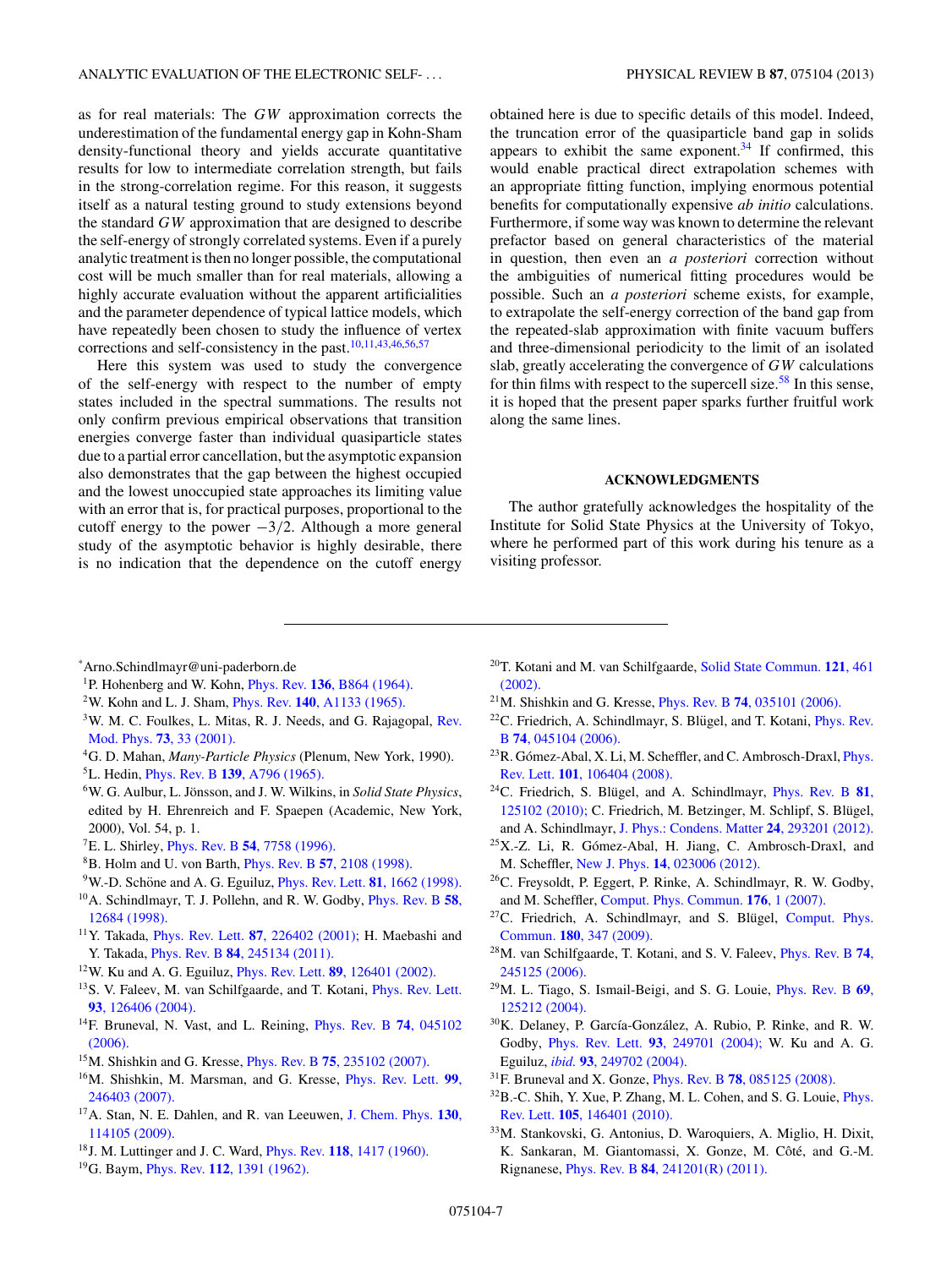as for real materials: The $GW$ approximation corrects the underestimation of the fundamental energy gap in Kohn-Sham density-functional theory and yields accurate quantitative results for low to intermediate correlation strength, but fails in the strong-correlation regime. For this reason, it suggests itself as a natural testing ground to study extensions beyond the standard $GW$ approximation that are designed to describe the self-energy of strongly correlated systems. Even if a purely analytic treatment is then no longer possible, the computational cost will be much smaller than for real materials, allowing a highly accurate evaluation without the apparent artificialities and the parameter dependence of typical lattice models, which have repeatedly been chosen to study the influence of vertex corrections and self-consistency in the past.[10,11,43,46,56,57]

Here this system was used to study the convergence of the self-energy with respect to the number of empty states included in the spectral summations. The results not only confirm previous empirical observations that transition energies converge faster than individual quasiparticle states due to a partial error cancellation, but the asymptotic expansion also demonstrates that the gap between the highest occupied and the lowest unoccupied state approaches its limiting value with an error that is, for practical purposes, proportional to the cutoff energy to the power $-3/2$. Although a more general study of the asymptotic behavior is highly desirable, there is no indication that the dependence on the cutoff energy obtained here is due to specific details of this model. Indeed, the truncation error of the quasiparticle band gap in solids appears to exhibit the same exponent.[34] If confirmed, this would enable practical direct extrapolation schemes with an appropriate fitting function, implying enormous potential benefits for computationally expensive *ab initio* calculations. Furthermore, if some way was known to determine the relevant prefactor based on general characteristics of the material in question, then even an *a posteriori* correction without the ambiguities of numerical fitting procedures would be possible. Such an *a posteriori* scheme exists, for example, to extrapolate the self-energy correction of the band gap from the repeated-slab approximation with finite vacuum buffers and three-dimensional periodicity to the limit of an isolated slab, greatly accelerating the convergence of $GW$ calculations for thin films with respect to the supercell size.[58] In this sense, it is hoped that the present paper sparks further fruitful work along the same lines.

## ACKNOWLEDGMENTS

The author gratefully acknowledges the hospitality of the Institute for Solid State Physics at the University of Tokyo, where he performed part of this work during his tenure as a visiting professor.

---

*Arno.Schindlmayr@uni-paderborn.de

[1] P. Hohenberg and W. Kohn, Phys. Rev. **136**, B864 (1964).

[2] W. Kohn and L. J. Sham, Phys. Rev. **140**, A1133 (1965).

[3] W. M. C. Foulkes, L. Mitas, R. J. Needs, and G. Rajagopal, Rev. Mod. Phys. **73**, 33 (2001).

[4] G. D. Mahan, *Many-Particle Physics* (Plenum, New York, 1990).

[5] L. Hedin, Phys. Rev. B **139**, A796 (1965).

[6] W. G. Aulbur, L. Jönsson, and J. W. Wilkins, in *Solid State Physics*, edited by H. Ehrenreich and F. Spaepen (Academic, New York, 2000), Vol. 54, p. 1.

[7] E. L. Shirley, Phys. Rev. B **54**, 7758 (1996).

[8] B. Holm and U. von Barth, Phys. Rev. B **57**, 2108 (1998).

[9] W.-D. Schöne and A. G. Eguiluz, Phys. Rev. Lett. **81**, 1662 (1998).

[10] A. Schindlmayr, T. J. Pollehn, and R. W. Godby, Phys. Rev. B **58**, 12684 (1998).

[11] Y. Takada, Phys. Rev. Lett. **87**, 226402 (2001); H. Maebashi and Y. Takada, Phys. Rev. B **84**, 245134 (2011).

[12] W. Ku and A. G. Eguiluz, Phys. Rev. Lett. **89**, 126401 (2002).

[13] S. V. Faleev, M. van Schilfgaarde, and T. Kotani, Phys. Rev. Lett. **93**, 126406 (2004).

[14] F. Bruneval, N. Vast, and L. Reining, Phys. Rev. B **74**, 045102 (2006).

[15] M. Shishkin and G. Kresse, Phys. Rev. B **75**, 235102 (2007).

[16] M. Shishkin, M. Marsman, and G. Kresse, Phys. Rev. Lett. **99**, 246403 (2007).

[17] A. Stan, N. E. Dahlen, and R. van Leeuwen, J. Chem. Phys. **130**, 114105 (2009).

[18] J. M. Luttinger and J. C. Ward, Phys. Rev. **118**, 1417 (1960).

[19] G. Baym, Phys. Rev. **112**, 1391 (1962).

[20] T. Kotani and M. van Schilfgaarde, Solid State Commun. **121**, 461 (2002).

[21] M. Shishkin and G. Kresse, Phys. Rev. B **74**, 035101 (2006).

[22] C. Friedrich, A. Schindlmayr, S. Blügel, and T. Kotani, Phys. Rev. B **74**, 045104 (2006).

[23] R. Gómez-Abal, X. Li, M. Scheffler, and C. Ambrosch-Draxl, Phys. Rev. Lett. **101**, 106404 (2008).

[24] C. Friedrich, S. Blügel, and A. Schindlmayr, Phys. Rev. B **81**, 125102 (2010); C. Friedrich, M. Betzinger, M. Schlipf, S. Blügel, and A. Schindlmayr, J. Phys.: Condens. Matter **24**, 293201 (2012).

[25] X.-Z. Li, R. Gómez-Abal, H. Jiang, C. Ambrosch-Draxl, and M. Scheffler, New J. Phys. **14**, 023006 (2012).

[26] C. Freysoldt, P. Eggert, P. Rinke, A. Schindlmayr, R. W. Godby, and M. Scheffler, Comput. Phys. Commun. **176**, 1 (2007).

[27] C. Friedrich, A. Schindlmayr, and S. Blügel, Comput. Phys. Commun. **180**, 347 (2009).

[28] M. van Schilfgaarde, T. Kotani, and S. V. Faleev, Phys. Rev. B **74**, 245125 (2006).

[29] M. L. Tiago, S. Ismail-Beigi, and S. G. Louie, Phys. Rev. B **69**, 125212 (2004).

[30] K. Delaney, P. García-González, A. Rubio, P. Rinke, and R. W. Godby, Phys. Rev. Lett. **93**, 249701 (2004); W. Ku and A. G. Eguiluz, *ibid.* **93**, 249702 (2004).

[31] F. Bruneval and X. Gonze, Phys. Rev. B **78**, 085125 (2008).

[32] B.-C. Shih, Y. Xue, P. Zhang, M. L. Cohen, and S. G. Louie, Phys. Rev. Lett. **105**, 146401 (2010).

[33] M. Stankovski, G. Antonius, D. Waroquiers, A. Miglio, H. Dixit, K. Sankaran, M. Giantomassi, X. Gonze, M. Côté, and G.-M. Rignanese, Phys. Rev. B **84**, 241201(R) (2011).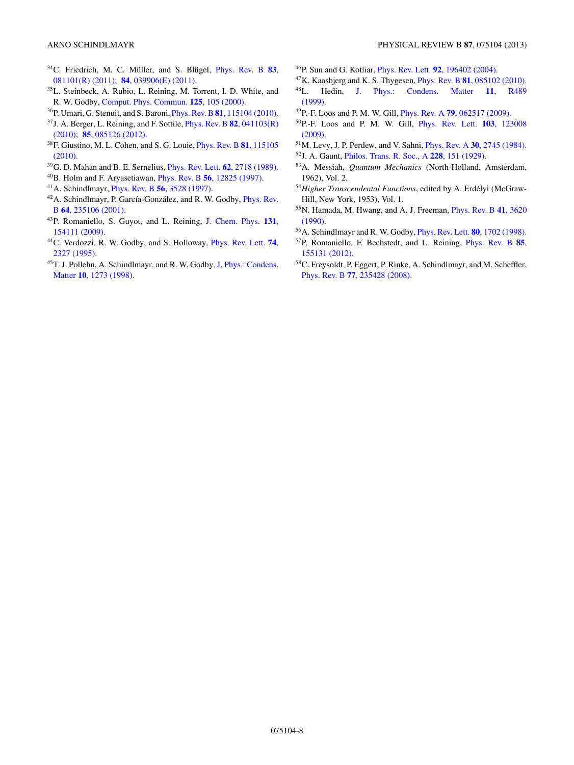[34] C. Friedrich, M. C. Müller, and S. Blügel, Phys. Rev. B **83**, 081101(R) (2011); **84**, 039906(E) (2011).

[35] L. Steinbeck, A. Rubio, L. Reining, M. Torrent, I. D. White, and R. W. Godby, Comput. Phys. Commun. **125**, 105 (2000).

[36] P. Umari, G. Stenuit, and S. Baroni, Phys. Rev. B **81**, 115104 (2010).

[37] J. A. Berger, L. Reining, and F. Sottile, Phys. Rev. B **82**, 041103(R) (2010); **85**, 085126 (2012).

[38] F. Giustino, M. L. Cohen, and S. G. Louie, Phys. Rev. B **81**, 115105 (2010).

[39] G. D. Mahan and B. E. Sernelius, Phys. Rev. Lett. **62**, 2718 (1989).

[40] B. Holm and F. Aryasetiawan, Phys. Rev. B **56**, 12825 (1997).

[41] A. Schindlmayr, Phys. Rev. B **56**, 3528 (1997).

[42] A. Schindlmayr, P. García-González, and R. W. Godby, Phys. Rev. B **64**, 235106 (2001).

[43] P. Romaniello, S. Guyot, and L. Reining, J. Chem. Phys. **131**, 154111 (2009).

[44] C. Verdozzi, R. W. Godby, and S. Holloway, Phys. Rev. Lett. **74**, 2327 (1995).

[45] T. J. Pollehn, A. Schindlmayr, and R. W. Godby, J. Phys.: Condens. Matter **10**, 1273 (1998).

[46] P. Sun and G. Kotliar, Phys. Rev. Lett. **92**, 196402 (2004).

[47] K. Kaasbjerg and K. S. Thygesen, Phys. Rev. B **81**, 085102 (2010).

[48] L. Hedin, J. Phys.: Condens. Matter **11**, R489 (1999).

[49] P.-F. Loos and P. M. W. Gill, Phys. Rev. A **79**, 062517 (2009).

[50] P.-F. Loos and P. M. W. Gill, Phys. Rev. Lett. **103**, 123008 (2009).

[51] M. Levy, J. P. Perdew, and V. Sahni, Phys. Rev. A **30**, 2745 (1984).

[52] J. A. Gaunt, Philos. Trans. R. Soc., A **228**, 151 (1929).

[53] A. Messiah, *Quantum Mechanics* (North-Holland, Amsterdam, 1962), Vol. 2.

[54] *Higher Transcendental Functions*, edited by A. Erdélyi (McGraw-Hill, New York, 1953), Vol. 1.

[55] N. Hamada, M. Hwang, and A. J. Freeman, Phys. Rev. B **41**, 3620 (1990).

[56] A. Schindlmayr and R. W. Godby, Phys. Rev. Lett. **80**, 1702 (1998).

[57] P. Romaniello, F. Bechstedt, and L. Reining, Phys. Rev. B **85**, 155131 (2012).

[58] C. Freysoldt, P. Eggert, P. Rinke, A. Schindlmayr, and M. Scheffler, Phys. Rev. B **77**, 235428 (2008).